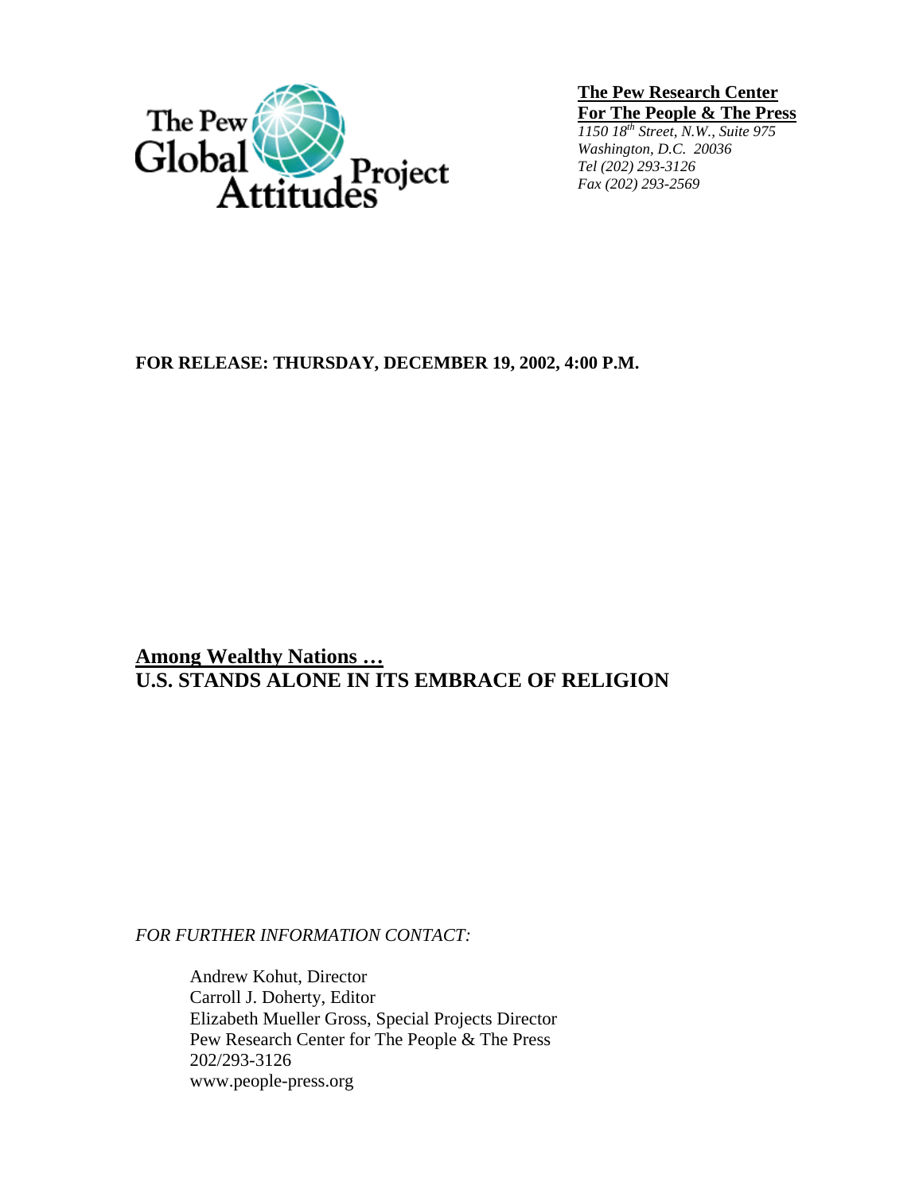The Pew Global Attitudes Project

**The Pew Research Center**
**For The People & The Press**
*1150 18th Street, N.W., Suite 975*
*Washington, D.C. 20036*
*Tel (202) 293-3126*
*Fax (202) 293-2569*

**FOR RELEASE: THURSDAY, DECEMBER 19, 2002, 4:00 P.M.**

## Among Wealthy Nations …
## U.S. STANDS ALONE IN ITS EMBRACE OF RELIGION

*FOR FURTHER INFORMATION CONTACT:*

Andrew Kohut, Director
Carroll J. Doherty, Editor
Elizabeth Mueller Gross, Special Projects Director
Pew Research Center for The People & The Press
202/293-3126
www.people-press.org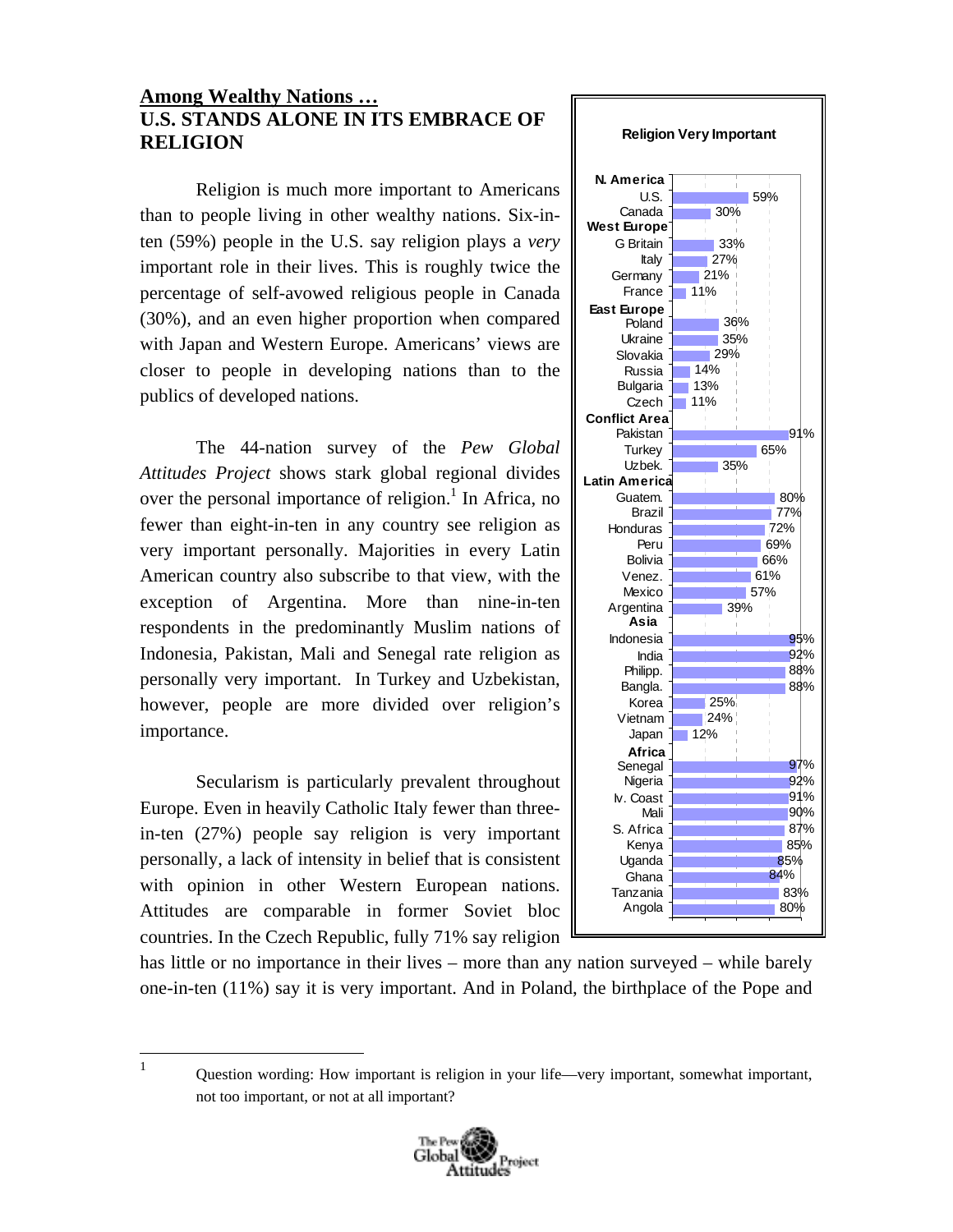## Among Wealthy Nations …
## U.S. STANDS ALONE IN ITS EMBRACE OF RELIGION

Religion is much more important to Americans than to people living in other wealthy nations. Six-in-ten (59%) people in the U.S. say religion plays a *very* important role in their lives. This is roughly twice the percentage of self-avowed religious people in Canada (30%), and an even higher proportion when compared with Japan and Western Europe. Americans' views are closer to people in developing nations than to the publics of developed nations.

The 44-nation survey of the *Pew Global Attitudes Project* shows stark global regional divides over the personal importance of religion.[1] In Africa, no fewer than eight-in-ten in any country see religion as very important personally. Majorities in every Latin American country also subscribe to that view, with the exception of Argentina. More than nine-in-ten respondents in the predominantly Muslim nations of Indonesia, Pakistan, Mali and Senegal rate religion as personally very important. In Turkey and Uzbekistan, however, people are more divided over religion's importance.

Secularism is particularly prevalent throughout Europe. Even in heavily Catholic Italy fewer than three-in-ten (27%) people say religion is very important personally, a lack of intensity in belief that is consistent with opinion in other Western European nations. Attitudes are comparable in former Soviet bloc countries. In the Czech Republic, fully 71% say religion has little or no importance in their lives – more than any nation surveyed – while barely one-in-ten (11%) say it is very important. And in Poland, the birthplace of the Pope and

**Religion Very Important**

| Region / Country | % |
|---|---|
| **N. America** | |
| U.S. | 59% |
| Canada | 30% |
| **West Europe** | |
| G Britain | 33% |
| Italy | 27% |
| Germany | 21% |
| France | 11% |
| **East Europe** | |
| Poland | 36% |
| Ukraine | 35% |
| Slovakia | 29% |
| Russia | 14% |
| Bulgaria | 13% |
| Czech | 11% |
| **Conflict Area** | |
| Pakistan | 91% |
| Turkey | 65% |
| Uzbek. | 35% |
| **Latin America** | |
| Guatem. | 80% |
| Brazil | 77% |
| Honduras | 72% |
| Peru | 69% |
| Bolivia | 66% |
| Venez. | 61% |
| Mexico | 57% |
| Argentina | 39% |
| **Asia** | |
| Indonesia | 95% |
| India | 92% |
| Philipp. | 88% |
| Bangla. | 88% |
| Korea | 25% |
| Vietnam | 24% |
| Japan | 12% |
| **Africa** | |
| Senegal | 97% |
| Nigeria | 92% |
| Iv. Coast | 91% |
| Mali | 90% |
| S. Africa | 87% |
| Kenya | 85% |
| Uganda | 85% |
| Ghana | 84% |
| Tanzania | 83% |
| Angola | 80% |

---

[1] Question wording: How important is religion in your life—very important, somewhat important, not too important, or not at all important?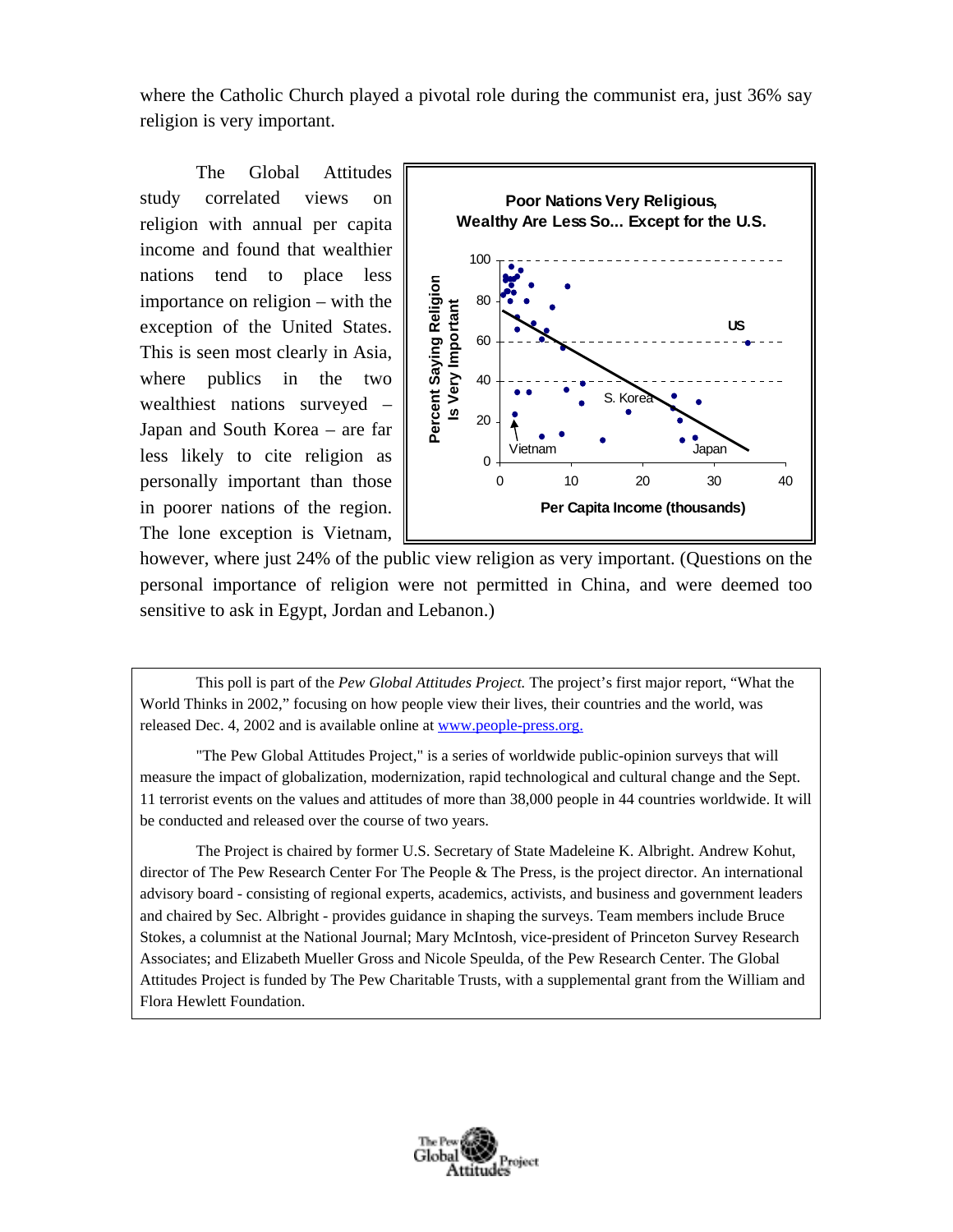where the Catholic Church played a pivotal role during the communist era, just 36% say religion is very important.

The Global Attitudes study correlated views on religion with annual per capita income and found that wealthier nations tend to place less importance on religion – with the exception of the United States. This is seen most clearly in Asia, where publics in the two wealthiest nations surveyed – Japan and South Korea – are far less likely to cite religion as personally important than those in poorer nations of the region. The lone exception is Vietnam, however, where just 24% of the public view religion as very important. (Questions on the personal importance of religion were not permitted in China, and were deemed too sensitive to ask in Egypt, Jordan and Lebanon.)

**Poor Nations Very Religious, Wealthy Are Less So... Except for the U.S.**

Percent Saying Religion Is Very Important

100
80
60
40
20
0

0 10 20 30 40

Per Capita Income (thousands)

US
S. Korea
Vietnam
Japan

---

This poll is part of the *Pew Global Attitudes Project.* The project's first major report, "What the World Thinks in 2002," focusing on how people view their lives, their countries and the world, was released Dec. 4, 2002 and is available online at www.people-press.org.

"The Pew Global Attitudes Project," is a series of worldwide public-opinion surveys that will measure the impact of globalization, modernization, rapid technological and cultural change and the Sept. 11 terrorist events on the values and attitudes of more than 38,000 people in 44 countries worldwide. It will be conducted and released over the course of two years.

The Project is chaired by former U.S. Secretary of State Madeleine K. Albright. Andrew Kohut, director of The Pew Research Center For The People & The Press, is the project director. An international advisory board - consisting of regional experts, academics, activists, and business and government leaders and chaired by Sec. Albright - provides guidance in shaping the surveys. Team members include Bruce Stokes, a columnist at the National Journal; Mary McIntosh, vice-president of Princeton Survey Research Associates; and Elizabeth Mueller Gross and Nicole Speulda, of the Pew Research Center. The Global Attitudes Project is funded by The Pew Charitable Trusts, with a supplemental grant from the William and Flora Hewlett Foundation.